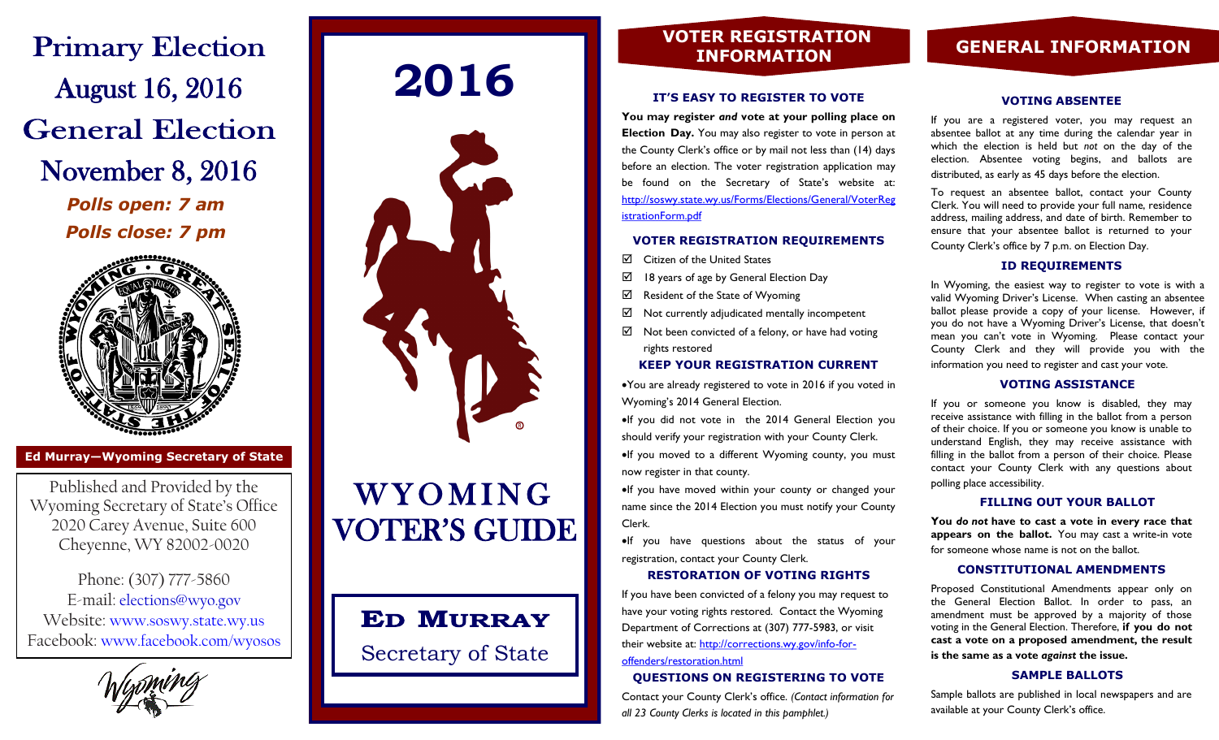# Primary Election August 16, 2016

# General Election November 8, 2016

***Polls open: 7 am***

***Polls close: 7 pm***

**Ed Murray—Wyoming Secretary of State**

Published and Provided by the Wyoming Secretary of State's Office
2020 Carey Avenue, Suite 600
Cheyenne, WY 82002-0020

Phone: (307) 777-5860
E-mail: elections@wyo.gov
Website: www.soswy.state.wy.us
Facebook: www.facebook.com/wyosos

# 2016

# WYOMING VOTER'S GUIDE

**ED MURRAY**
Secretary of State

## VOTER REGISTRATION INFORMATION

### IT'S EASY TO REGISTER TO VOTE

**You may register *and* vote at your polling place on Election Day.** You may also register to vote in person at the County Clerk's office or by mail not less than (14) days before an election. The voter registration application may be found on the Secretary of State's website at: http://soswy.state.wy.us/Forms/Elections/General/VoterRegistrationForm.pdf

### VOTER REGISTRATION REQUIREMENTS

- ☑ Citizen of the United States
- ☑ 18 years of age by General Election Day
- ☑ Resident of the State of Wyoming
- ☑ Not currently adjudicated mentally incompetent
- ☑ Not been convicted of a felony, or have had voting rights restored

### KEEP YOUR REGISTRATION CURRENT

- You are already registered to vote in 2016 if you voted in Wyoming's 2014 General Election.
- If you did not vote in the 2014 General Election you should verify your registration with your County Clerk.
- If you moved to a different Wyoming county, you must now register in that county.
- If you have moved within your county or changed your name since the 2014 Election you must notify your County Clerk.
- If you have questions about the status of your registration, contact your County Clerk.

### RESTORATION OF VOTING RIGHTS

If you have been convicted of a felony you may request to have your voting rights restored. Contact the Wyoming Department of Corrections at (307) 777-5983, or visit their website at: http://corrections.wy.gov/info-for-offenders/restoration.html

### QUESTIONS ON REGISTERING TO VOTE

Contact your County Clerk's office. *(Contact information for all 23 County Clerks is located in this pamphlet.)*

## GENERAL INFORMATION

### VOTING ABSENTEE

If you are a registered voter, you may request an absentee ballot at any time during the calendar year in which the election is held but *not* on the day of the election. Absentee voting begins, and ballots are distributed, as early as 45 days before the election.

To request an absentee ballot, contact your County Clerk. You will need to provide your full name, residence address, mailing address, and date of birth. Remember to ensure that your absentee ballot is returned to your County Clerk's office by 7 p.m. on Election Day.

### ID REQUIREMENTS

In Wyoming, the easiest way to register to vote is with a valid Wyoming Driver's License. When casting an absentee ballot please provide a copy of your license. However, if you do not have a Wyoming Driver's License, that doesn't mean you can't vote in Wyoming. Please contact your County Clerk and they will provide you with the information you need to register and cast your vote.

### VOTING ASSISTANCE

If you or someone you know is disabled, they may receive assistance with filling in the ballot from a person of their choice. If you or someone you know is unable to understand English, they may receive assistance with filling in the ballot from a person of their choice. Please contact your County Clerk with any questions about polling place accessibility.

### FILLING OUT YOUR BALLOT

**You *do not* have to cast a vote in every race that appears on the ballot.** You may cast a write-in vote for someone whose name is not on the ballot.

### CONSTITUTIONAL AMENDMENTS

Proposed Constitutional Amendments appear only on the General Election Ballot. In order to pass, an amendment must be approved by a majority of those voting in the General Election. Therefore, **if you do not cast a vote on a proposed amendment, the result is the same as a vote *against* the issue.**

### SAMPLE BALLOTS

Sample ballots are published in local newspapers and are available at your County Clerk's office.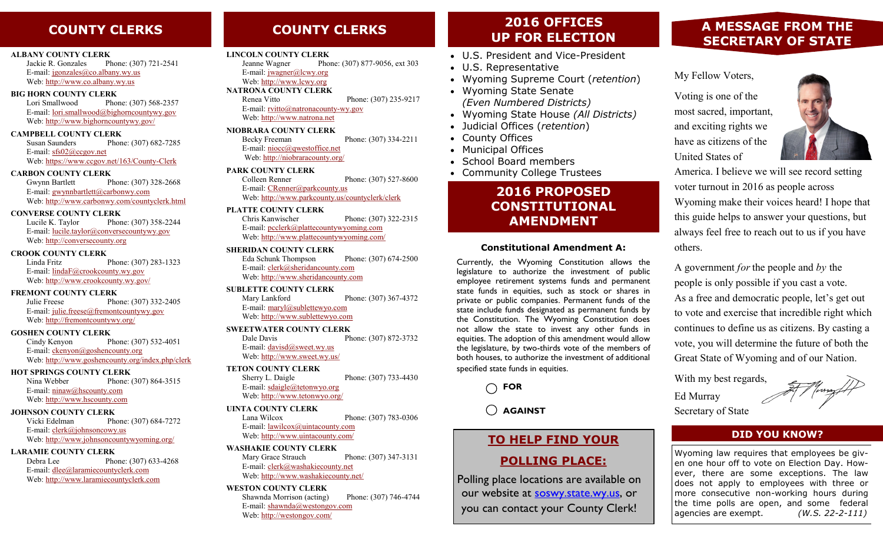## COUNTY CLERKS

**ALBANY COUNTY CLERK**
Jackie R. Gonzales Phone: (307) 721-2541
E-mail: jgonzales@co.albany.wy.us
Web: http://www.co.albany.wy.us

**BIG HORN COUNTY CLERK**
Lori Smallwood Phone: (307) 568-2357
E-mail: lori.smallwood@bighorncountywy.gov
Web: http://www.bighorncountywy.gov/

**CAMPBELL COUNTY CLERK**
Susan Saunders Phone: (307) 682-7285
E-mail: sfs02@ccgov.net
Web: https://www.ccgov.net/163/County-Clerk

**CARBON COUNTY CLERK**
Gwynn Bartlett Phone: (307) 328-2668
E-mail: gwynnbartlett@carbonwy.com
Web: http://www.carbonwy.com/countyclerk.html

**CONVERSE COUNTY CLERK**
Lucile K. Taylor Phone: (307) 358-2244
E-mail: lucile.taylor@conversecountywy.gov
Web: http://conversecounty.org

**CROOK COUNTY CLERK**
Linda Fritz Phone: (307) 283-1323
E-mail: lindaF@crookcounty.wy.gov
Web: http://www.crookcounty.wy.gov/

**FREMONT COUNTY CLERK**
Julie Freese Phone: (307) 332-2405
E-mail: julie.freese@fremontcountywy.gov
Web: http://fremontcountywy.org/

**GOSHEN COUNTY CLERK**
Cindy Kenyon Phone: (307) 532-4051
E-mail: ckenyon@goshencounty.org
Web: http://www.goshencounty.org/index.php/clerk

**HOT SPRINGS COUNTY CLERK**
Nina Webber Phone: (307) 864-3515
E-mail: ninaw@hscounty.com
Web: http://www.hscounty.com

**JOHNSON COUNTY CLERK**
Vicki Edelman Phone: (307) 684-7272
E-mail: clerk@johnsoncowy.us
Web: http://www.johnsoncountywyoming.org/

**LARAMIE COUNTY CLERK**
Debra Lee Phone: (307) 633-4268
E-mail: dlee@laramiecountyclerk.com
Web: http://www.laramiecountyclerk.com

## COUNTY CLERKS

**LINCOLN COUNTY CLERK**
Jeanne Wagner Phone: (307) 877-9056, ext 303
E-mail: jwagner@lcwy.org
Web: http://www.lcwy.org

**NATRONA COUNTY CLERK**
Renea Vitto Phone: (307) 235-9217
E-mail: rvitto@natronacounty-wy.gov
Web: http://www.natrona.net

**NIOBRARA COUNTY CLERK**
Becky Freeman Phone: (307) 334-2211
E-mail: niocc@qwestoffice.net
Web: http://niobraracounty.org/

**PARK COUNTY CLERK**
Colleen Renner Phone: (307) 527-8600
E-mail: CRenner@parkcounty.us
Web: http://www.parkcounty.us/countyclerk/clerk

**PLATTE COUNTY CLERK**
Chris Kanwischer Phone: (307) 322-2315
E-mail: pcclerk@plattecountywyoming.com
Web: http://www.plattecountywyoming.com/

**SHERIDAN COUNTY CLERK**
Eda Schunk Thompson Phone: (307) 674-2500
E-mail: clerk@sheridancounty.com
Web: http://www.sheridancounty.com

**SUBLETTE COUNTY CLERK**
Mary Lankford Phone: (307) 367-4372
E-mail: maryl@sublettewyo.com
Web: http://www.sublettewyo.com

**SWEETWATER COUNTY CLERK**
Dale Davis Phone: (307) 872-3732
E-mail: davisd@sweet.wy.us
Web: http://www.sweet.wy.us/

**TETON COUNTY CLERK**
Sherry L. Daigle Phone: (307) 733-4430
E-mail: sdaigle@tetonwyo.org
Web: http://www.tetonwyo.org/

**UINTA COUNTY CLERK**
Lana Wilcox Phone: (307) 783-0306
E-mail: lawilcox@uintacounty.com
Web: http://www.uintacounty.com/

**WASHAKIE COUNTY CLERK**
Mary Grace Strauch Phone: (307) 347-3131
E-mail: clerk@washakiecounty.net
Web: http://www.washakiecounty.net/

**WESTON COUNTY CLERK**
Shawnda Morrison (acting) Phone: (307) 746-4744
E-mail: shawnda@westongov.com
Web: http://westongov.com/

## 2016 OFFICES UP FOR ELECTION

- U.S. President and Vice-President
- U.S. Representative
- Wyoming Supreme Court (*retention*)
- Wyoming State Senate *(Even Numbered Districts)*
- Wyoming State House *(All Districts)*
- Judicial Offices (*retention*)
- County Offices
- Municipal Offices
- School Board members
- Community College Trustees

## 2016 PROPOSED CONSTITUTIONAL AMENDMENT

**Constitutional Amendment A:**

Currently, the Wyoming Constitution allows the legislature to authorize the investment of public employee retirement systems funds and permanent state funds in equities, such as stock or shares in private or public companies. Permanent funds of the state include funds designated as permanent funds by the Constitution. The Wyoming Constitution does not allow the state to invest any other funds in equities. The adoption of this amendment would allow the legislature, by two-thirds vote of the members of both houses, to authorize the investment of additional specified state funds in equities.

◯ **FOR**

◯ **AGAINST**

**TO HELP FIND YOUR POLLING PLACE:**

Polling place locations are available on our website at soswy.state.wy.us, or you can contact your County Clerk!

## A MESSAGE FROM THE SECRETARY OF STATE

My Fellow Voters,

Voting is one of the most sacred, important, and exciting rights we have as citizens of the United States of America. I believe we will see record setting voter turnout in 2016 as people across Wyoming make their voices heard! I hope that this guide helps to answer your questions, but always feel free to reach out to us if you have others.

A government *for* the people and *by* the people is only possible if you cast a vote. As a free and democratic people, let's get out to vote and exercise that incredible right which continues to define us as citizens. By casting a vote, you will determine the future of both the Great State of Wyoming and of our Nation.

With my best regards,

Ed Murray
Secretary of State

## DID YOU KNOW?

Wyoming law requires that employees be given one hour off to vote on Election Day. However, there are some exceptions. The law does not apply to employees with three or more consecutive non-working hours during the time polls are open, and some federal agencies are exempt. *(W.S. 22-2-111)*